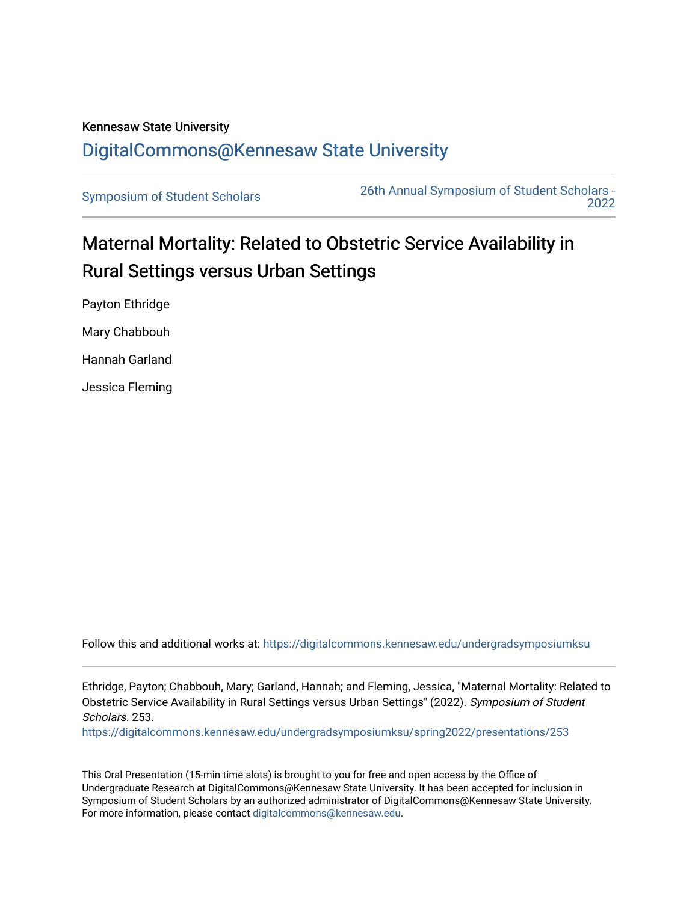Kennesaw State University

DigitalCommons@Kennesaw State University

Symposium of Student Scholars | 26th Annual Symposium of Student Scholars - 2022

# Maternal Mortality: Related to Obstetric Service Availability in Rural Settings versus Urban Settings

Payton Ethridge

Mary Chabbouh

Hannah Garland

Jessica Fleming

Follow this and additional works at: https://digitalcommons.kennesaw.edu/undergradsymposiumksu

Ethridge, Payton; Chabbouh, Mary; Garland, Hannah; and Fleming, Jessica, "Maternal Mortality: Related to Obstetric Service Availability in Rural Settings versus Urban Settings" (2022). *Symposium of Student Scholars*. 253.
https://digitalcommons.kennesaw.edu/undergradsymposiumksu/spring2022/presentations/253

This Oral Presentation (15-min time slots) is brought to you for free and open access by the Office of Undergraduate Research at DigitalCommons@Kennesaw State University. It has been accepted for inclusion in Symposium of Student Scholars by an authorized administrator of DigitalCommons@Kennesaw State University. For more information, please contact digitalcommons@kennesaw.edu.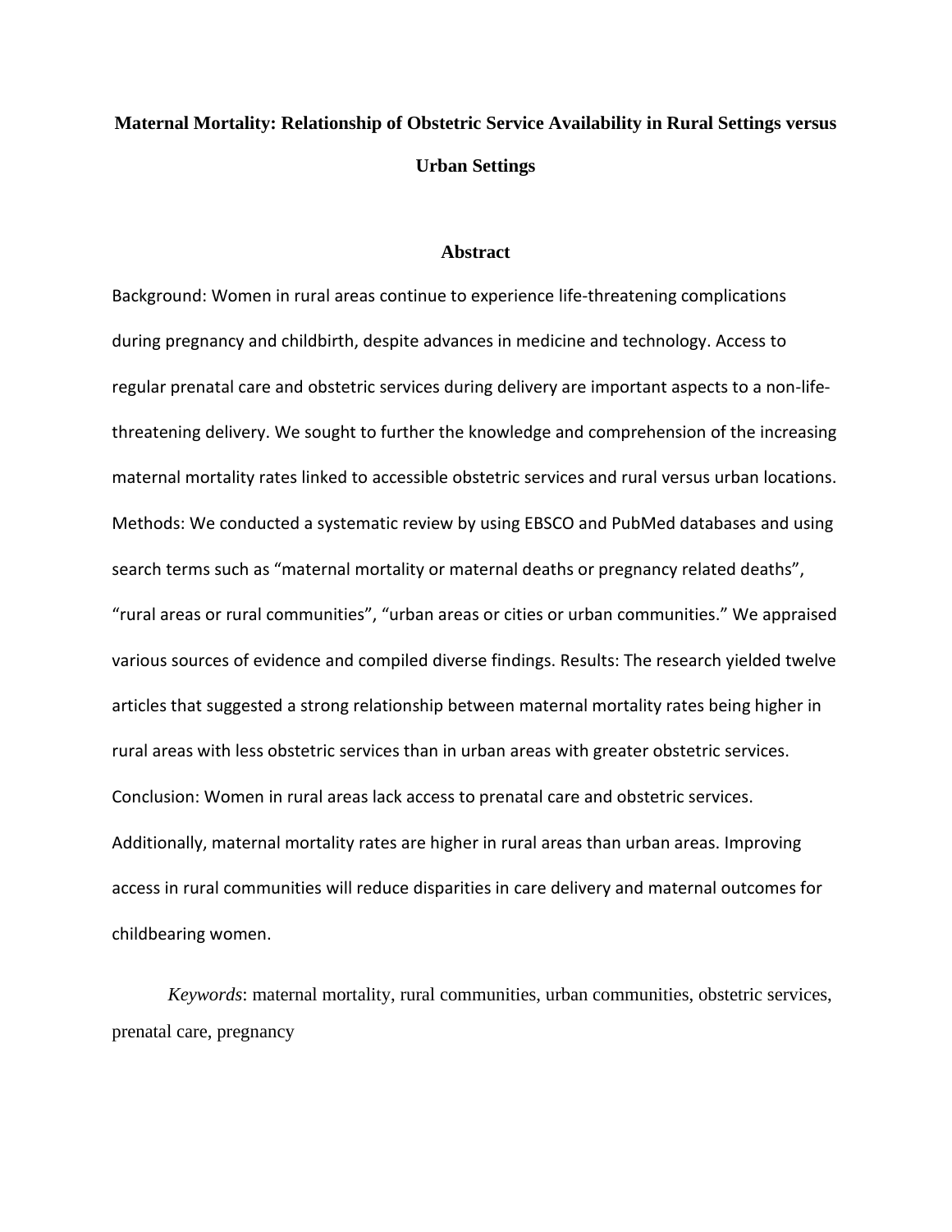# Maternal Mortality: Relationship of Obstetric Service Availability in Rural Settings versus Urban Settings

## Abstract

Background: Women in rural areas continue to experience life-threatening complications during pregnancy and childbirth, despite advances in medicine and technology. Access to regular prenatal care and obstetric services during delivery are important aspects to a non-life-threatening delivery. We sought to further the knowledge and comprehension of the increasing maternal mortality rates linked to accessible obstetric services and rural versus urban locations. Methods: We conducted a systematic review by using EBSCO and PubMed databases and using search terms such as "maternal mortality or maternal deaths or pregnancy related deaths", "rural areas or rural communities", "urban areas or cities or urban communities." We appraised various sources of evidence and compiled diverse findings. Results: The research yielded twelve articles that suggested a strong relationship between maternal mortality rates being higher in rural areas with less obstetric services than in urban areas with greater obstetric services. Conclusion: Women in rural areas lack access to prenatal care and obstetric services. Additionally, maternal mortality rates are higher in rural areas than urban areas. Improving access in rural communities will reduce disparities in care delivery and maternal outcomes for childbearing women.

*Keywords*: maternal mortality, rural communities, urban communities, obstetric services, prenatal care, pregnancy